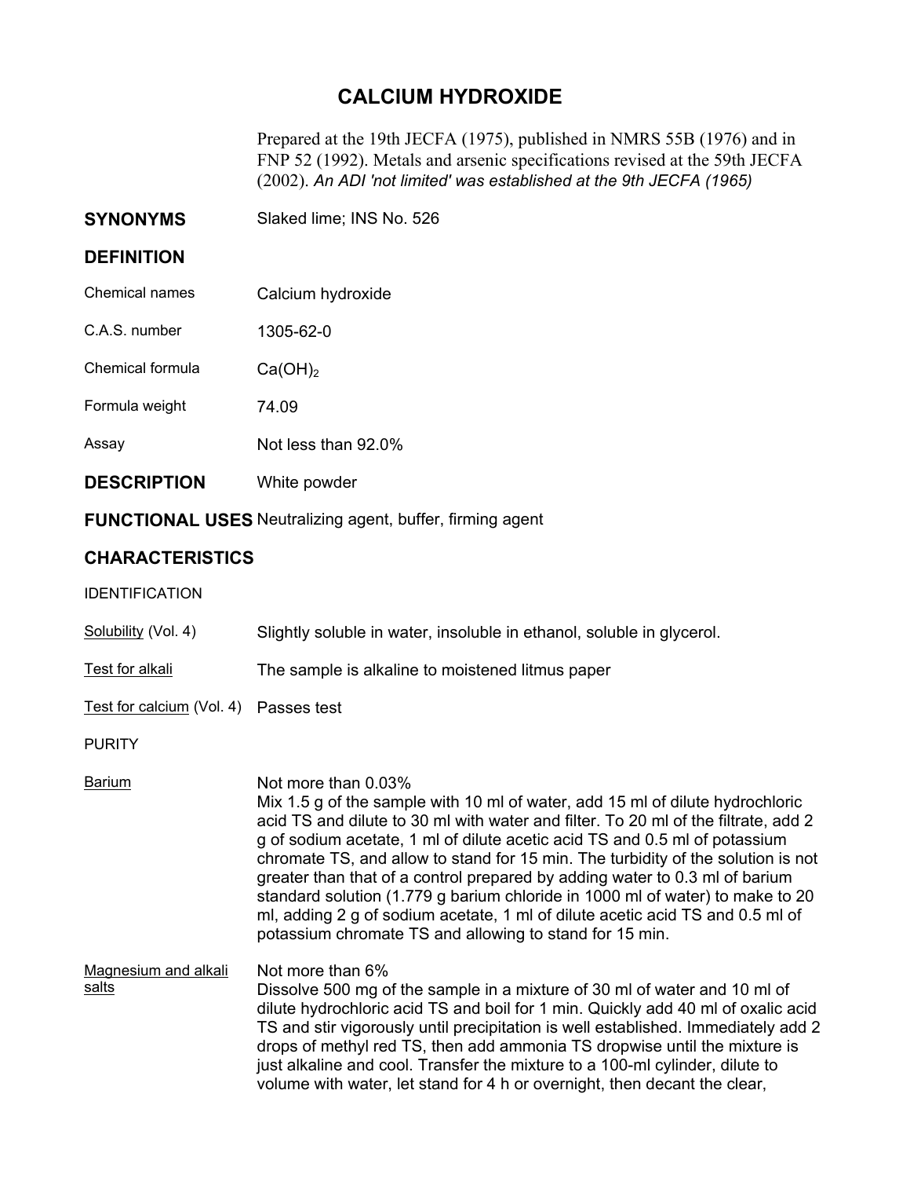# CALCIUM HYDROXIDE

Prepared at the 19th JECFA (1975), published in NMRS 55B (1976) and in FNP 52 (1992). Metals and arsenic specifications revised at the 59th JECFA (2002). *An ADI 'not limited' was established at the 9th JECFA (1965)*

**SYNONYMS** Slaked lime; INS No. 526

## DEFINITION

Chemical names: Calcium hydroxide

C.A.S. number: 1305-62-0

Chemical formula: $Ca(OH)_2$

Formula weight: 74.09

Assay: Not less than 92.0%

## DESCRIPTION

White powder

## FUNCTIONAL USES

Neutralizing agent, buffer, firming agent

## CHARACTERISTICS

### IDENTIFICATION

Solubility (Vol. 4): Slightly soluble in water, insoluble in ethanol, soluble in glycerol.

Test for alkali: The sample is alkaline to moistened litmus paper

Test for calcium (Vol. 4): Passes test

### PURITY

Barium: Not more than 0.03%

Mix 1.5 g of the sample with 10 ml of water, add 15 ml of dilute hydrochloric acid TS and dilute to 30 ml with water and filter. To 20 ml of the filtrate, add 2 g of sodium acetate, 1 ml of dilute acetic acid TS and 0.5 ml of potassium chromate TS, and allow to stand for 15 min. The turbidity of the solution is not greater than that of a control prepared by adding water to 0.3 ml of barium standard solution (1.779 g barium chloride in 1000 ml of water) to make to 20 ml, adding 2 g of sodium acetate, 1 ml of dilute acetic acid TS and 0.5 ml of potassium chromate TS and allowing to stand for 15 min.

Magnesium and alkali salts: Not more than 6%

Dissolve 500 mg of the sample in a mixture of 30 ml of water and 10 ml of dilute hydrochloric acid TS and boil for 1 min. Quickly add 40 ml of oxalic acid TS and stir vigorously until precipitation is well established. Immediately add 2 drops of methyl red TS, then add ammonia TS dropwise until the mixture is just alkaline and cool. Transfer the mixture to a 100-ml cylinder, dilute to volume with water, let stand for 4 h or overnight, then decant the clear,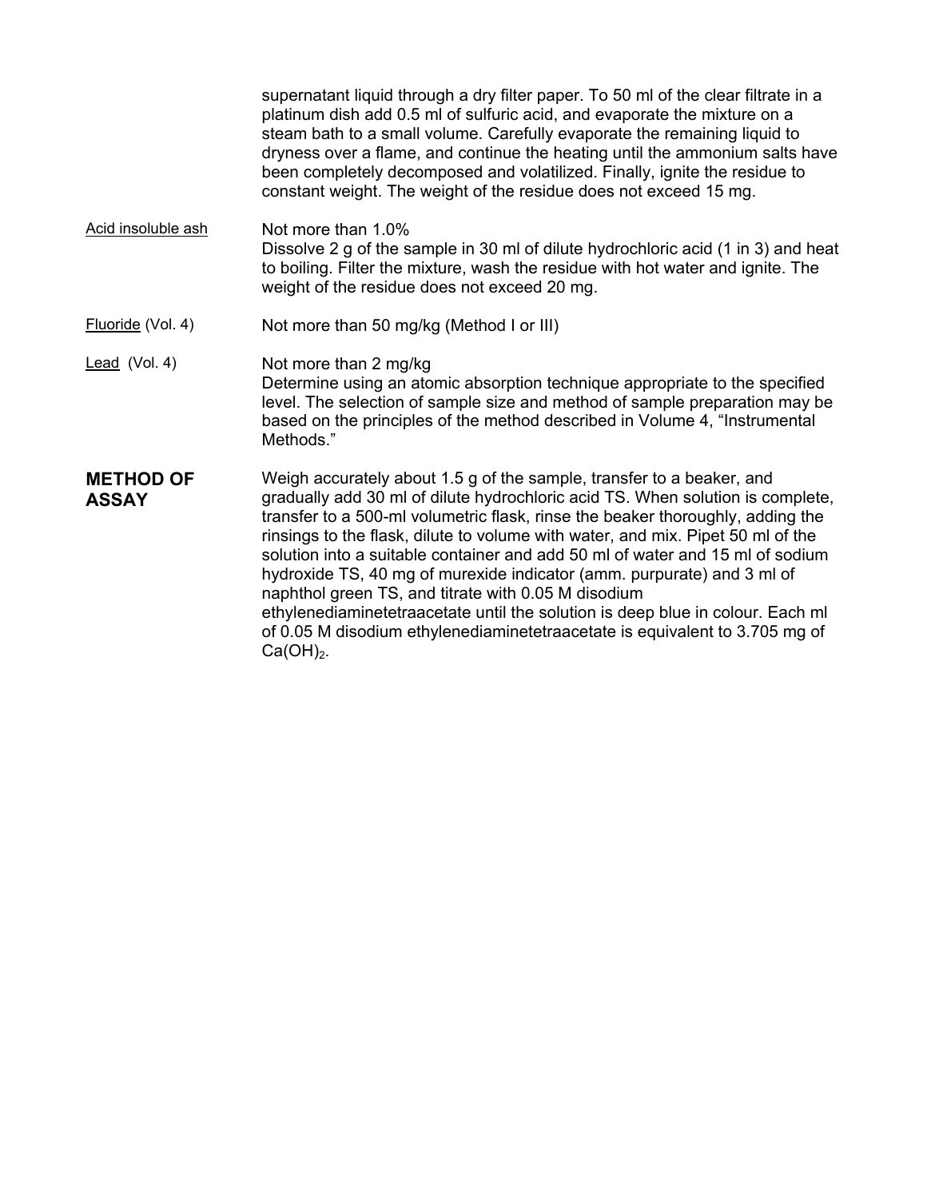supernatant liquid through a dry filter paper. To 50 ml of the clear filtrate in a platinum dish add 0.5 ml of sulfuric acid, and evaporate the mixture on a steam bath to a small volume. Carefully evaporate the remaining liquid to dryness over a flame, and continue the heating until the ammonium salts have been completely decomposed and volatilized. Finally, ignite the residue to constant weight. The weight of the residue does not exceed 15 mg.

Acid insoluble ash

Not more than 1.0%
Dissolve 2 g of the sample in 30 ml of dilute hydrochloric acid (1 in 3) and heat to boiling. Filter the mixture, wash the residue with hot water and ignite. The weight of the residue does not exceed 20 mg.

Fluoride (Vol. 4)

Not more than 50 mg/kg (Method I or III)

Lead (Vol. 4)

Not more than 2 mg/kg
Determine using an atomic absorption technique appropriate to the specified level. The selection of sample size and method of sample preparation may be based on the principles of the method described in Volume 4, "Instrumental Methods."

## METHOD OF ASSAY

Weigh accurately about 1.5 g of the sample, transfer to a beaker, and gradually add 30 ml of dilute hydrochloric acid TS. When solution is complete, transfer to a 500-ml volumetric flask, rinse the beaker thoroughly, adding the rinsings to the flask, dilute to volume with water, and mix. Pipet 50 ml of the solution into a suitable container and add 50 ml of water and 15 ml of sodium hydroxide TS, 40 mg of murexide indicator (amm. purpurate) and 3 ml of naphthol green TS, and titrate with 0.05 M disodium ethylenediaminetetraacetate until the solution is deep blue in colour. Each ml of 0.05 M disodium ethylenediaminetetraacetate is equivalent to 3.705 mg of $Ca(OH)_2$.